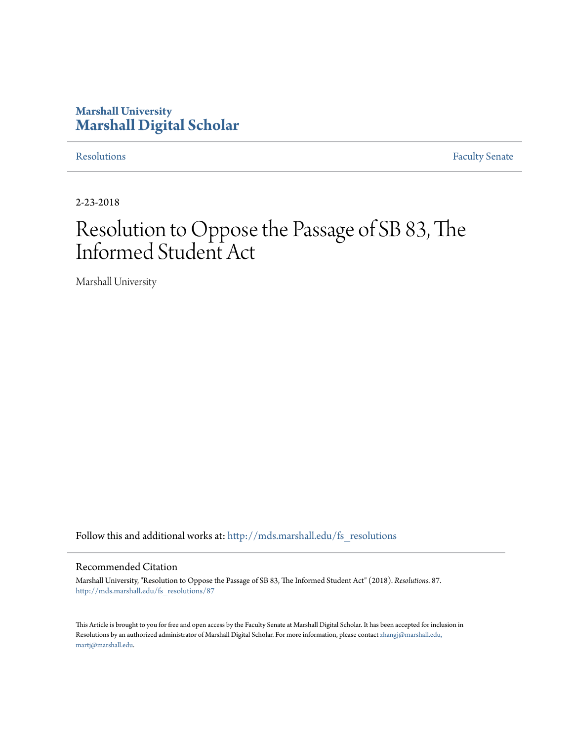Marshall University

# Marshall Digital Scholar

Resolutions | Faculty Senate

2-23-2018

# Resolution to Oppose the Passage of SB 83, The Informed Student Act

Marshall University

Follow this and additional works at: http://mds.marshall.edu/fs_resolutions

## Recommended Citation

Marshall University, "Resolution to Oppose the Passage of SB 83, The Informed Student Act" (2018). *Resolutions*. 87.
http://mds.marshall.edu/fs_resolutions/87

This Article is brought to you for free and open access by the Faculty Senate at Marshall Digital Scholar. It has been accepted for inclusion in Resolutions by an authorized administrator of Marshall Digital Scholar. For more information, please contact zhangj@marshall.edu, martj@marshall.edu.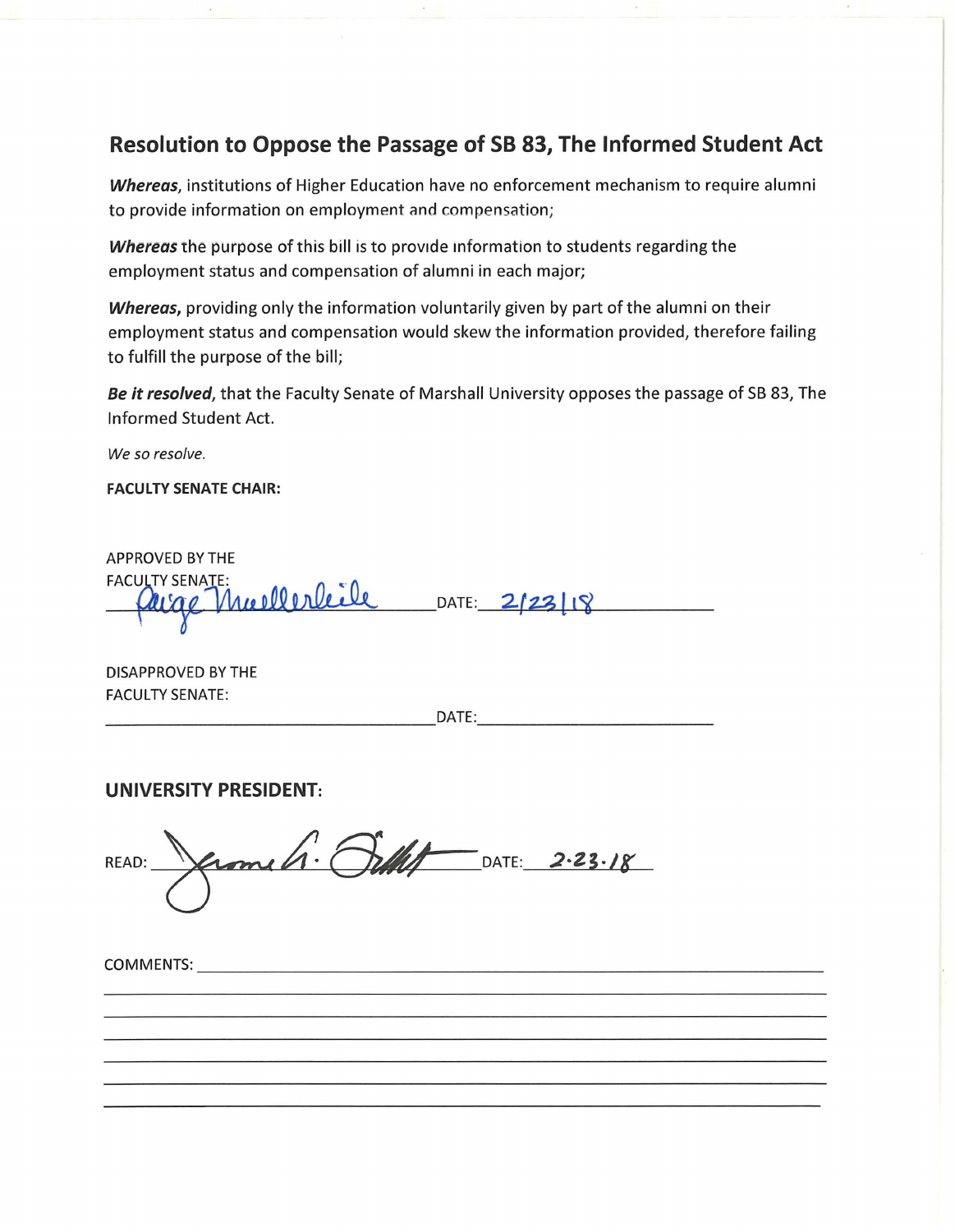# Resolution to Oppose the Passage of SB 83, The Informed Student Act

***Whereas***, institutions of Higher Education have no enforcement mechanism to require alumni to provide information on employment and compensation;

***Whereas*** the purpose of this bill is to provide information to students regarding the employment status and compensation of alumni in each major;

***Whereas***, providing only the information voluntarily given by part of the alumni on their employment status and compensation would skew the information provided, therefore failing to fulfill the purpose of the bill;

***Be it resolved***, that the Faculty Senate of Marshall University opposes the passage of SB 83, The Informed Student Act.

*We so resolve.*

**FACULTY SENATE CHAIR:**

APPROVED BY THE
FACULTY SENATE: Paige Muellerleile DATE: 2/23/18

DISAPPROVED BY THE
FACULTY SENATE: ____________________ DATE: ____________________

## UNIVERSITY PRESIDENT:

READ: Jerome A. Gilbert DATE: 2.23.18

COMMENTS: ____________________